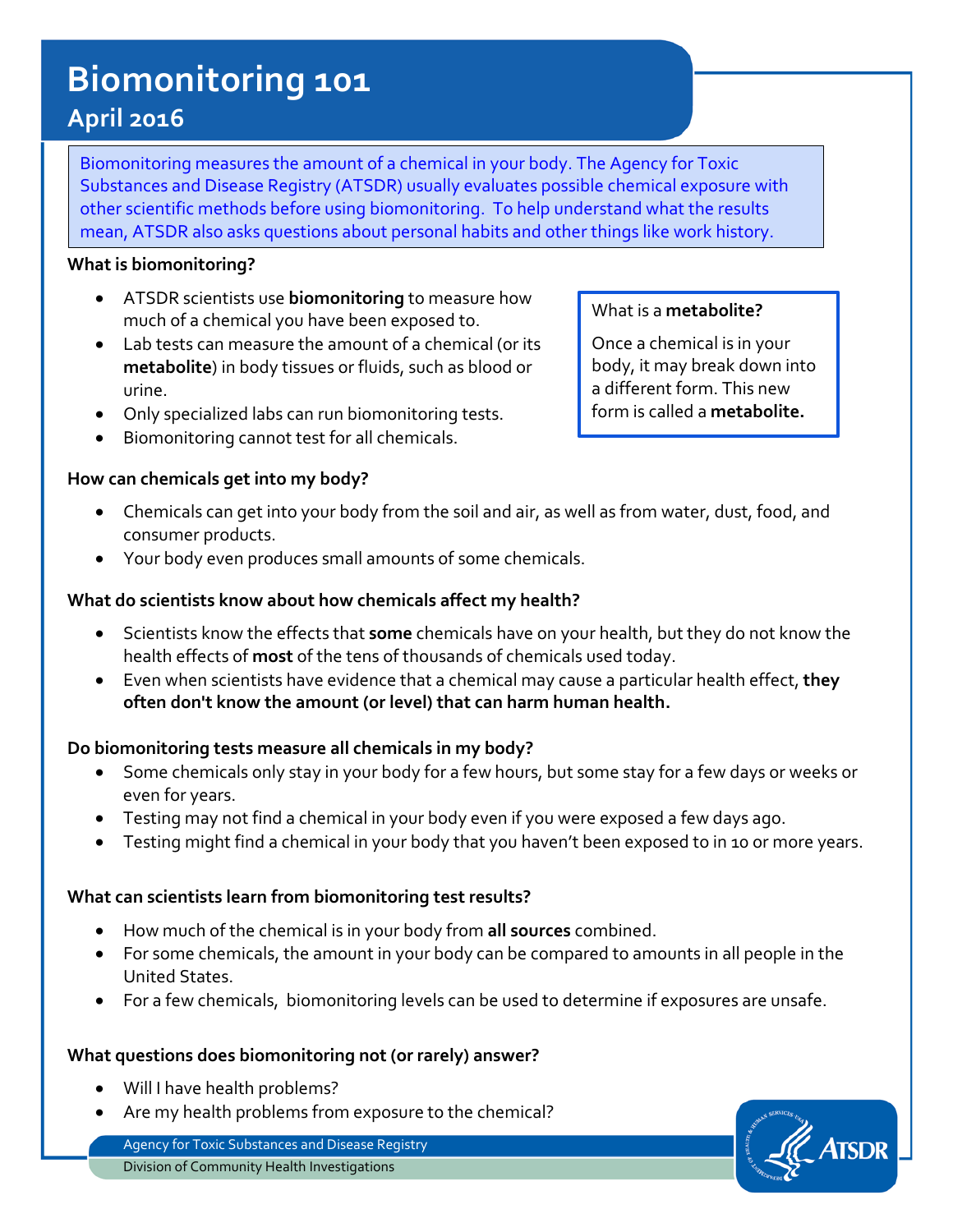# Biomonitoring 101

## April 2016

Biomonitoring measures the amount of a chemical in your body. The Agency for Toxic Substances and Disease Registry (ATSDR) usually evaluates possible chemical exposure with other scientific methods before using biomonitoring. To help understand what the results mean, ATSDR also asks questions about personal habits and other things like work history.

### What is biomonitoring?

- ATSDR scientists use **biomonitoring** to measure how much of a chemical you have been exposed to.
- Lab tests can measure the amount of a chemical (or its **metabolite**) in body tissues or fluids, such as blood or urine.
- Only specialized labs can run biomonitoring tests.
- Biomonitoring cannot test for all chemicals.

> What is a **metabolite?**
>
> Once a chemical is in your body, it may break down into a different form. This new form is called a **metabolite.**

### How can chemicals get into my body?

- Chemicals can get into your body from the soil and air, as well as from water, dust, food, and consumer products.
- Your body even produces small amounts of some chemicals.

### What do scientists know about how chemicals affect my health?

- Scientists know the effects that **some** chemicals have on your health, but they do not know the health effects of **most** of the tens of thousands of chemicals used today.
- Even when scientists have evidence that a chemical may cause a particular health effect, **they often don't know the amount (or level) that can harm human health.**

### Do biomonitoring tests measure all chemicals in my body?

- Some chemicals only stay in your body for a few hours, but some stay for a few days or weeks or even for years.
- Testing may not find a chemical in your body even if you were exposed a few days ago.
- Testing might find a chemical in your body that you haven't been exposed to in 10 or more years.

### What can scientists learn from biomonitoring test results?

- How much of the chemical is in your body from **all sources** combined.
- For some chemicals, the amount in your body can be compared to amounts in all people in the United States.
- For a few chemicals, biomonitoring levels can be used to determine if exposures are unsafe.

### What questions does biomonitoring not (or rarely) answer?

- Will I have health problems?
- Are my health problems from exposure to the chemical?

Agency for Toxic Substances and Disease Registry
Division of Community Health Investigations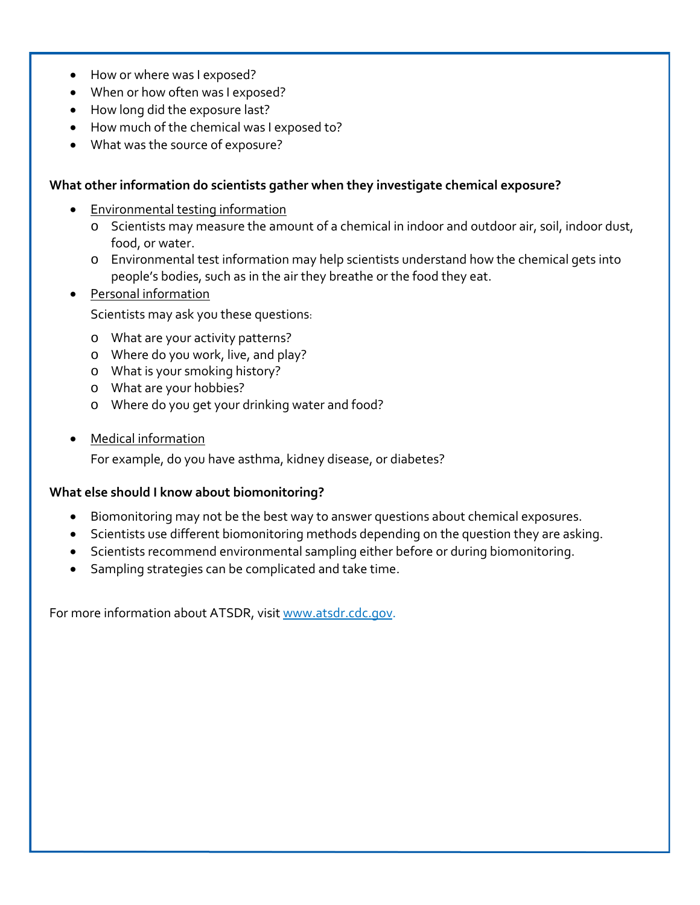- How or where was I exposed?
- When or how often was I exposed?
- How long did the exposure last?
- How much of the chemical was I exposed to?
- What was the source of exposure?

**What other information do scientists gather when they investigate chemical exposure?**

- Environmental testing information
  - Scientists may measure the amount of a chemical in indoor and outdoor air, soil, indoor dust, food, or water.
  - Environmental test information may help scientists understand how the chemical gets into people's bodies, such as in the air they breathe or the food they eat.
- Personal information

  Scientists may ask you these questions:

  - What are your activity patterns?
  - Where do you work, live, and play?
  - What is your smoking history?
  - What are your hobbies?
  - Where do you get your drinking water and food?

- Medical information

  For example, do you have asthma, kidney disease, or diabetes?

**What else should I know about biomonitoring?**

- Biomonitoring may not be the best way to answer questions about chemical exposures.
- Scientists use different biomonitoring methods depending on the question they are asking.
- Scientists recommend environmental sampling either before or during biomonitoring.
- Sampling strategies can be complicated and take time.

For more information about ATSDR, visit [www.atsdr.cdc.gov](http://www.atsdr.cdc.gov).